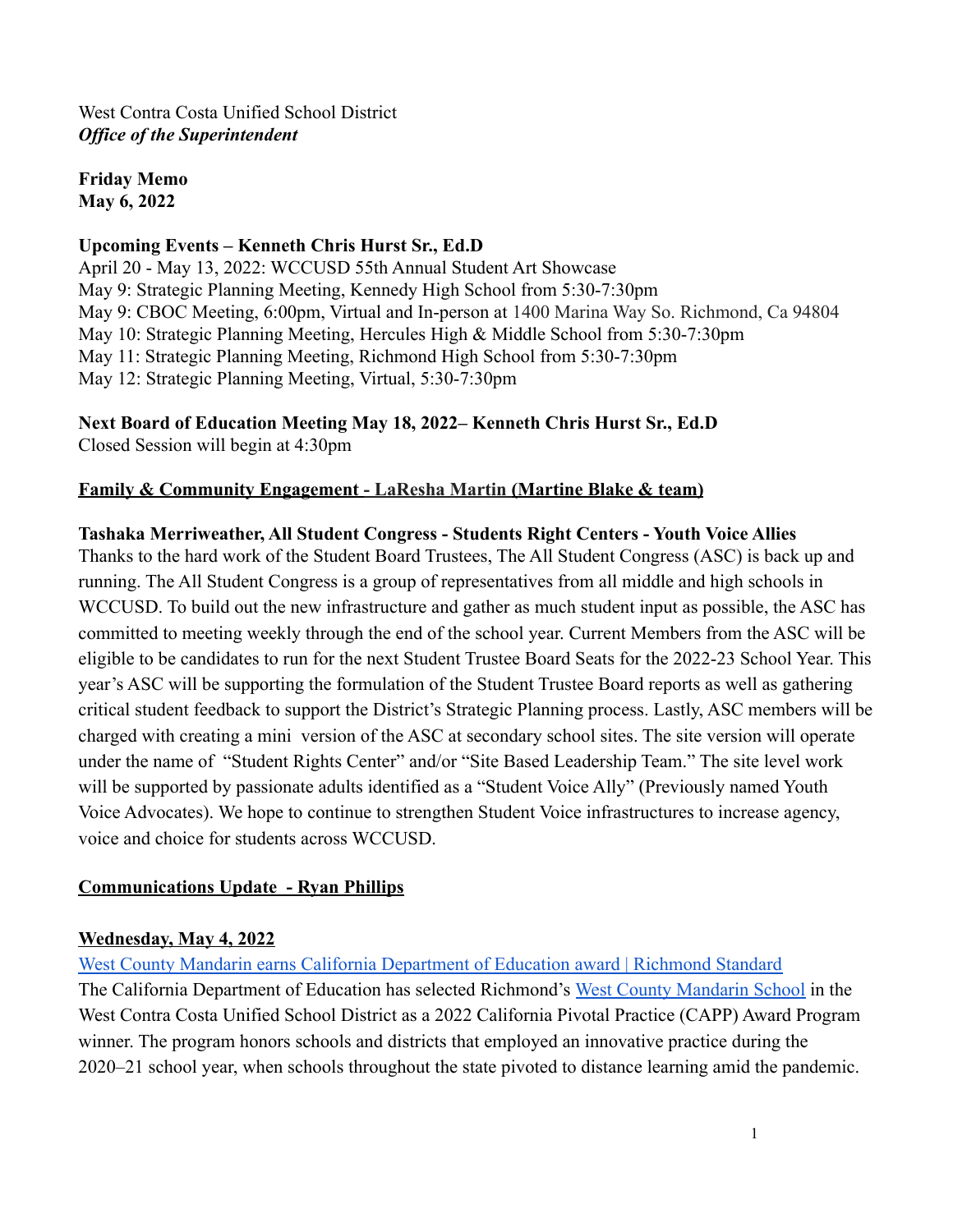West Contra Costa Unified School District
***Office of the Superintendent***

**Friday Memo**
**May 6, 2022**

**Upcoming Events – Kenneth Chris Hurst Sr., Ed.D**
April 20 - May 13, 2022: WCCUSD 55th Annual Student Art Showcase
May 9: Strategic Planning Meeting, Kennedy High School from 5:30-7:30pm
May 9: CBOC Meeting, 6:00pm, Virtual and In-person at 1400 Marina Way So. Richmond, Ca 94804
May 10: Strategic Planning Meeting, Hercules High & Middle School from 5:30-7:30pm
May 11: Strategic Planning Meeting, Richmond High School from 5:30-7:30pm
May 12: Strategic Planning Meeting, Virtual, 5:30-7:30pm

**Next Board of Education Meeting May 18, 2022– Kenneth Chris Hurst Sr., Ed.D**
Closed Session will begin at 4:30pm

**Family & Community Engagement - LaResha Martin (Martine Blake & team)**

**Tashaka Merriweather, All Student Congress - Students Right Centers - Youth Voice Allies**
Thanks to the hard work of the Student Board Trustees, The All Student Congress (ASC) is back up and running. The All Student Congress is a group of representatives from all middle and high schools in WCCUSD. To build out the new infrastructure and gather as much student input as possible, the ASC has committed to meeting weekly through the end of the school year. Current Members from the ASC will be eligible to be candidates to run for the next Student Trustee Board Seats for the 2022-23 School Year. This year's ASC will be supporting the formulation of the Student Trustee Board reports as well as gathering critical student feedback to support the District's Strategic Planning process. Lastly, ASC members will be charged with creating a mini version of the ASC at secondary school sites. The site version will operate under the name of "Student Rights Center" and/or "Site Based Leadership Team." The site level work will be supported by passionate adults identified as a "Student Voice Ally" (Previously named Youth Voice Advocates). We hope to continue to strengthen Student Voice infrastructures to increase agency, voice and choice for students across WCCUSD.

**Communications Update - Ryan Phillips**

**Wednesday, May 4, 2022**
West County Mandarin earns California Department of Education award | Richmond Standard
The California Department of Education has selected Richmond's West County Mandarin School in the West Contra Costa Unified School District as a 2022 California Pivotal Practice (CAPP) Award Program winner. The program honors schools and districts that employed an innovative practice during the 2020–21 school year, when schools throughout the state pivoted to distance learning amid the pandemic.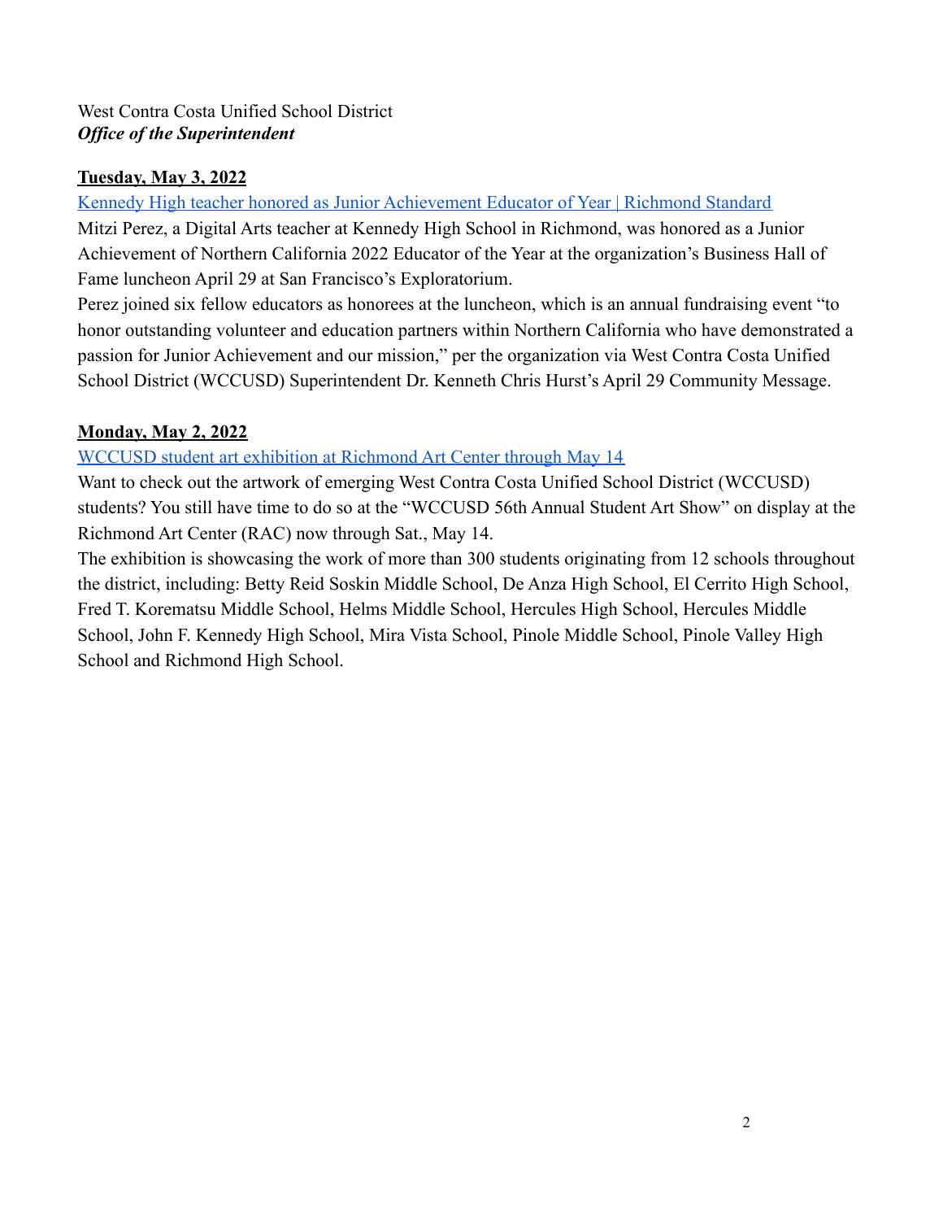West Contra Costa Unified School District
***Office of the Superintendent***

**Tuesday, May 3, 2022**

Kennedy High teacher honored as Junior Achievement Educator of Year | Richmond Standard

Mitzi Perez, a Digital Arts teacher at Kennedy High School in Richmond, was honored as a Junior Achievement of Northern California 2022 Educator of the Year at the organization's Business Hall of Fame luncheon April 29 at San Francisco's Exploratorium.

Perez joined six fellow educators as honorees at the luncheon, which is an annual fundraising event "to honor outstanding volunteer and education partners within Northern California who have demonstrated a passion for Junior Achievement and our mission," per the organization via West Contra Costa Unified School District (WCCUSD) Superintendent Dr. Kenneth Chris Hurst's April 29 Community Message.

**Monday, May 2, 2022**

WCCUSD student art exhibition at Richmond Art Center through May 14

Want to check out the artwork of emerging West Contra Costa Unified School District (WCCUSD) students? You still have time to do so at the "WCCUSD 56th Annual Student Art Show" on display at the Richmond Art Center (RAC) now through Sat., May 14.

The exhibition is showcasing the work of more than 300 students originating from 12 schools throughout the district, including: Betty Reid Soskin Middle School, De Anza High School, El Cerrito High School, Fred T. Korematsu Middle School, Helms Middle School, Hercules High School, Hercules Middle School, John F. Kennedy High School, Mira Vista School, Pinole Middle School, Pinole Valley High School and Richmond High School.